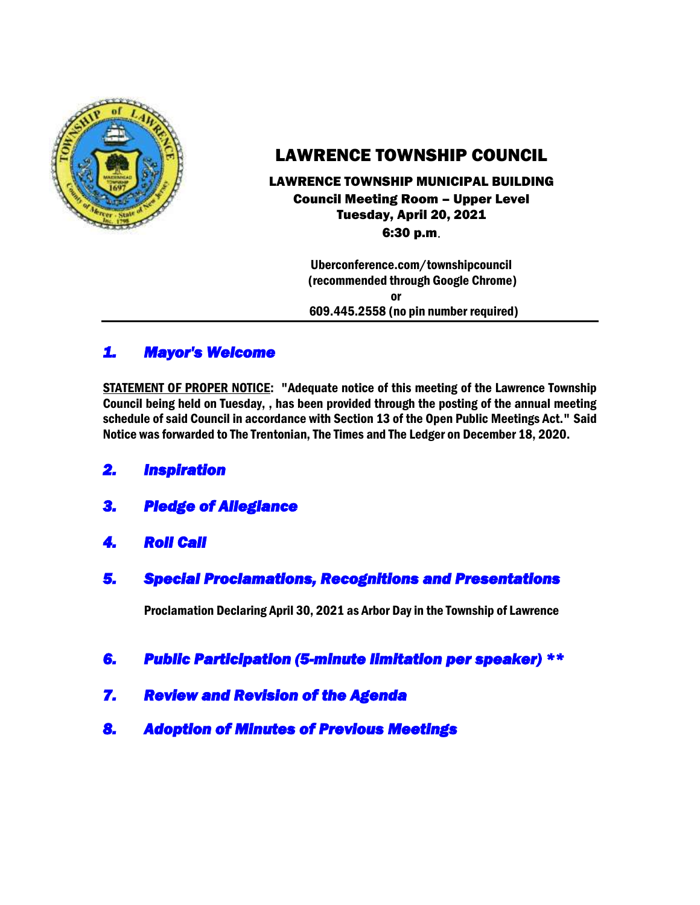# LAWRENCE TOWNSHIP COUNCIL

**LAWRENCE TOWNSHIP MUNICIPAL BUILDING**
**Council Meeting Room – Upper Level**
**Tuesday, April 20, 2021**
**6:30 p.m.**

**Uberconference.com/townshipcouncil**
**(recommended through Google Chrome)**
**or**
**609.445.2558 (no pin number required)**

---

## *1. Mayor's Welcome*

**STATEMENT OF PROPER NOTICE: "Adequate notice of this meeting of the Lawrence Township Council being held on Tuesday, , has been provided through the posting of the annual meeting schedule of said Council in accordance with Section 13 of the Open Public Meetings Act." Said Notice was forwarded to The Trentonian, The Times and The Ledger on December 18, 2020.**

## *2. Inspiration*

## *3. Pledge of Allegiance*

## *4. Roll Call*

## *5. Special Proclamations, Recognitions and Presentations*

**Proclamation Declaring April 30, 2021 as Arbor Day in the Township of Lawrence**

## *6. Public Participation (5-minute limitation per speaker) \*\**

## *7. Review and Revision of the Agenda*

## *8. Adoption of Minutes of Previous Meetings*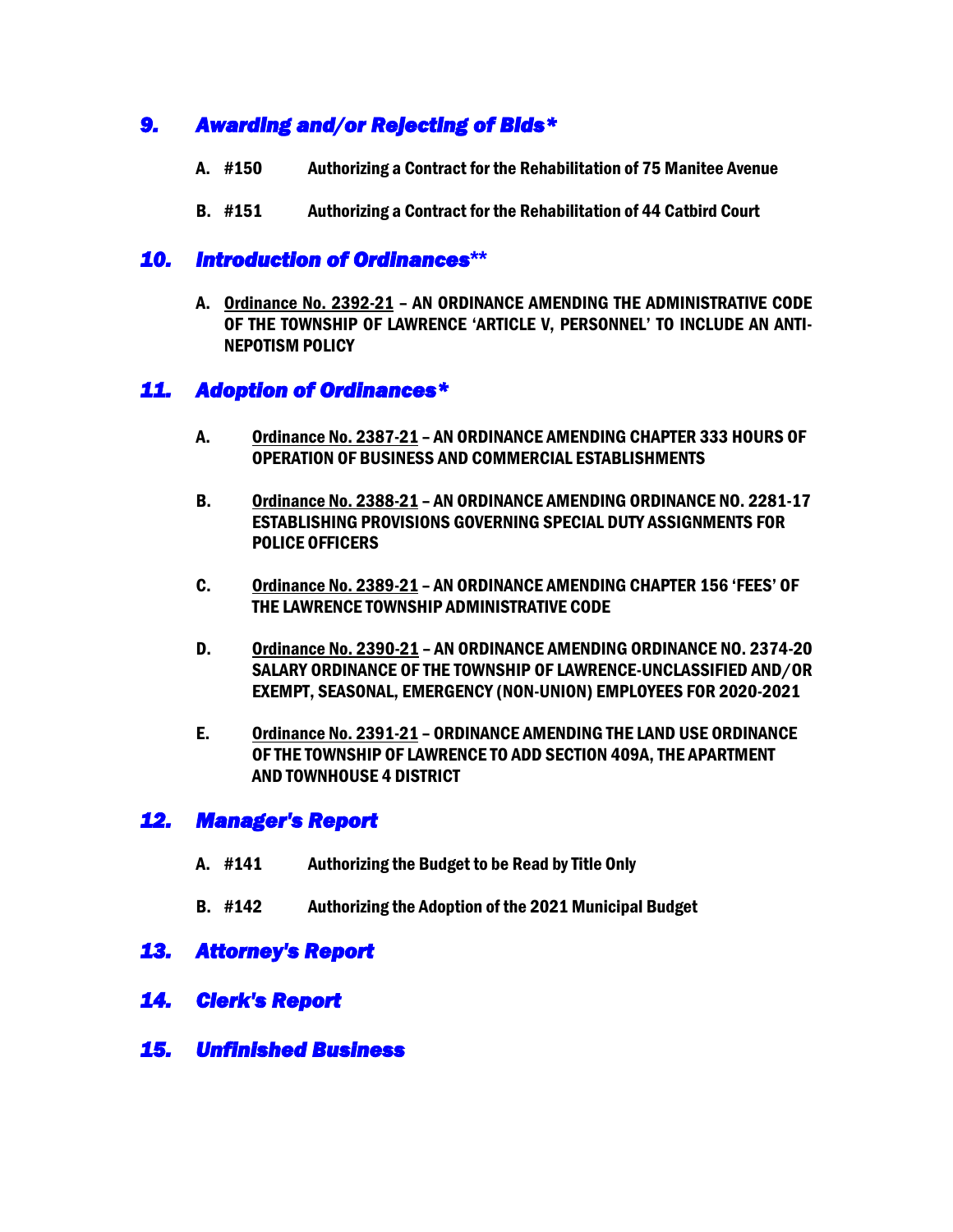## *9. Awarding and/or Rejecting of Bids**

**A. #150 Authorizing a Contract for the Rehabilitation of 75 Manitee Avenue**

**B. #151 Authorizing a Contract for the Rehabilitation of 44 Catbird Court**

## *10. Introduction of Ordinances***

**A. <u>Ordinance No. 2392-21</u> – AN ORDINANCE AMENDING THE ADMINISTRATIVE CODE OF THE TOWNSHIP OF LAWRENCE 'ARTICLE V, PERSONNEL' TO INCLUDE AN ANTI-NEPOTISM POLICY**

## *11. Adoption of Ordinances**

**A. <u>Ordinance No. 2387-21</u> – AN ORDINANCE AMENDING CHAPTER 333 HOURS OF OPERATION OF BUSINESS AND COMMERCIAL ESTABLISHMENTS**

**B. <u>Ordinance No. 2388-21</u> – AN ORDINANCE AMENDING ORDINANCE NO. 2281-17 ESTABLISHING PROVISIONS GOVERNING SPECIAL DUTY ASSIGNMENTS FOR POLICE OFFICERS**

**C. <u>Ordinance No. 2389-21</u> – AN ORDINANCE AMENDING CHAPTER 156 'FEES' OF THE LAWRENCE TOWNSHIP ADMINISTRATIVE CODE**

**D. <u>Ordinance No. 2390-21</u> – AN ORDINANCE AMENDING ORDINANCE NO. 2374-20 SALARY ORDINANCE OF THE TOWNSHIP OF LAWRENCE-UNCLASSIFIED AND/OR EXEMPT, SEASONAL, EMERGENCY (NON-UNION) EMPLOYEES FOR 2020-2021**

**E. <u>Ordinance No. 2391-21</u> – ORDINANCE AMENDING THE LAND USE ORDINANCE OF THE TOWNSHIP OF LAWRENCE TO ADD SECTION 409A, THE APARTMENT AND TOWNHOUSE 4 DISTRICT**

## *12. Manager's Report*

**A. #141 Authorizing the Budget to be Read by Title Only**

**B. #142 Authorizing the Adoption of the 2021 Municipal Budget**

## *13. Attorney's Report*

## *14. Clerk's Report*

## *15. Unfinished Business*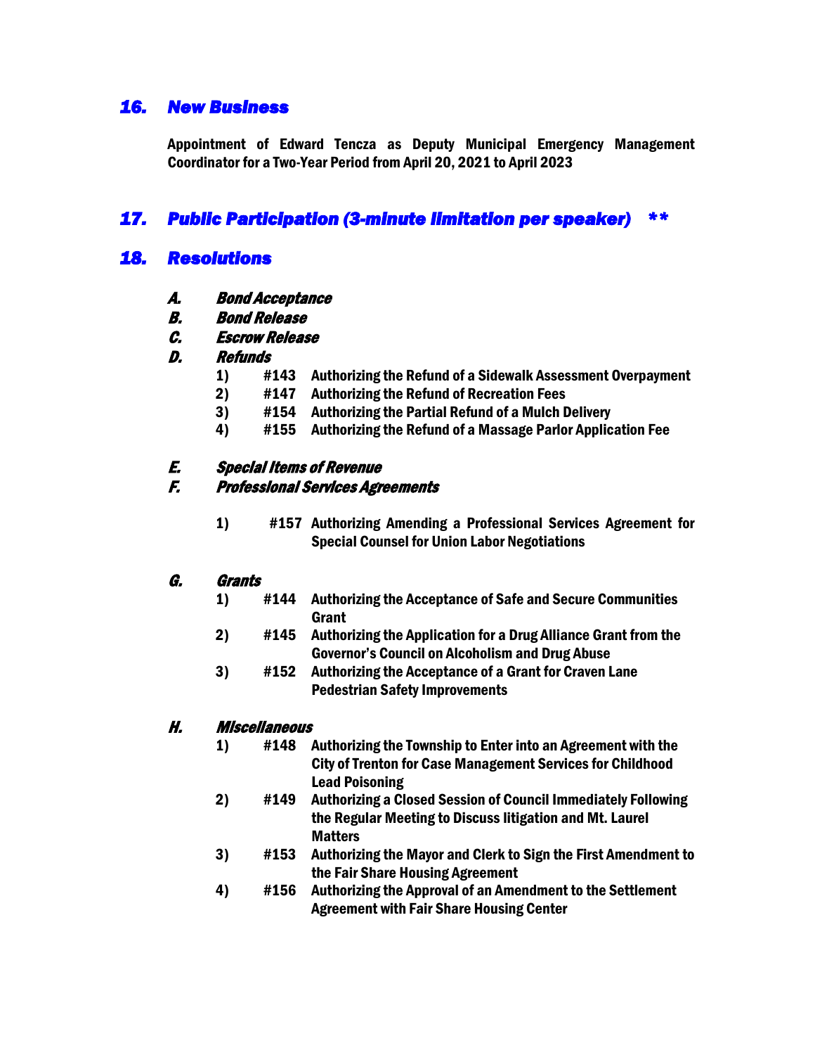## *16. New Business*

**Appointment of Edward Tencza as Deputy Municipal Emergency Management Coordinator for a Two-Year Period from April 20, 2021 to April 2023**

## *17. Public Participation (3-minute limitation per speaker) \*\**

## *18. Resolutions*

### *A. Bond Acceptance*

### *B. Bond Release*

### *C. Escrow Release*

### *D. Refunds*

1) **#143 Authorizing the Refund of a Sidewalk Assessment Overpayment**
2) **#147 Authorizing the Refund of Recreation Fees**
3) **#154 Authorizing the Partial Refund of a Mulch Delivery**
4) **#155 Authorizing the Refund of a Massage Parlor Application Fee**

### *E. Special Items of Revenue*

### *F. Professional Services Agreements*

1) **#157 Authorizing Amending a Professional Services Agreement for Special Counsel for Union Labor Negotiations**

### *G. Grants*

1) **#144 Authorizing the Acceptance of Safe and Secure Communities Grant**
2) **#145 Authorizing the Application for a Drug Alliance Grant from the Governor's Council on Alcoholism and Drug Abuse**
3) **#152 Authorizing the Acceptance of a Grant for Craven Lane Pedestrian Safety Improvements**

### *H. Miscellaneous*

1) **#148 Authorizing the Township to Enter into an Agreement with the City of Trenton for Case Management Services for Childhood Lead Poisoning**
2) **#149 Authorizing a Closed Session of Council Immediately Following the Regular Meeting to Discuss litigation and Mt. Laurel Matters**
3) **#153 Authorizing the Mayor and Clerk to Sign the First Amendment to the Fair Share Housing Agreement**
4) **#156 Authorizing the Approval of an Amendment to the Settlement Agreement with Fair Share Housing Center**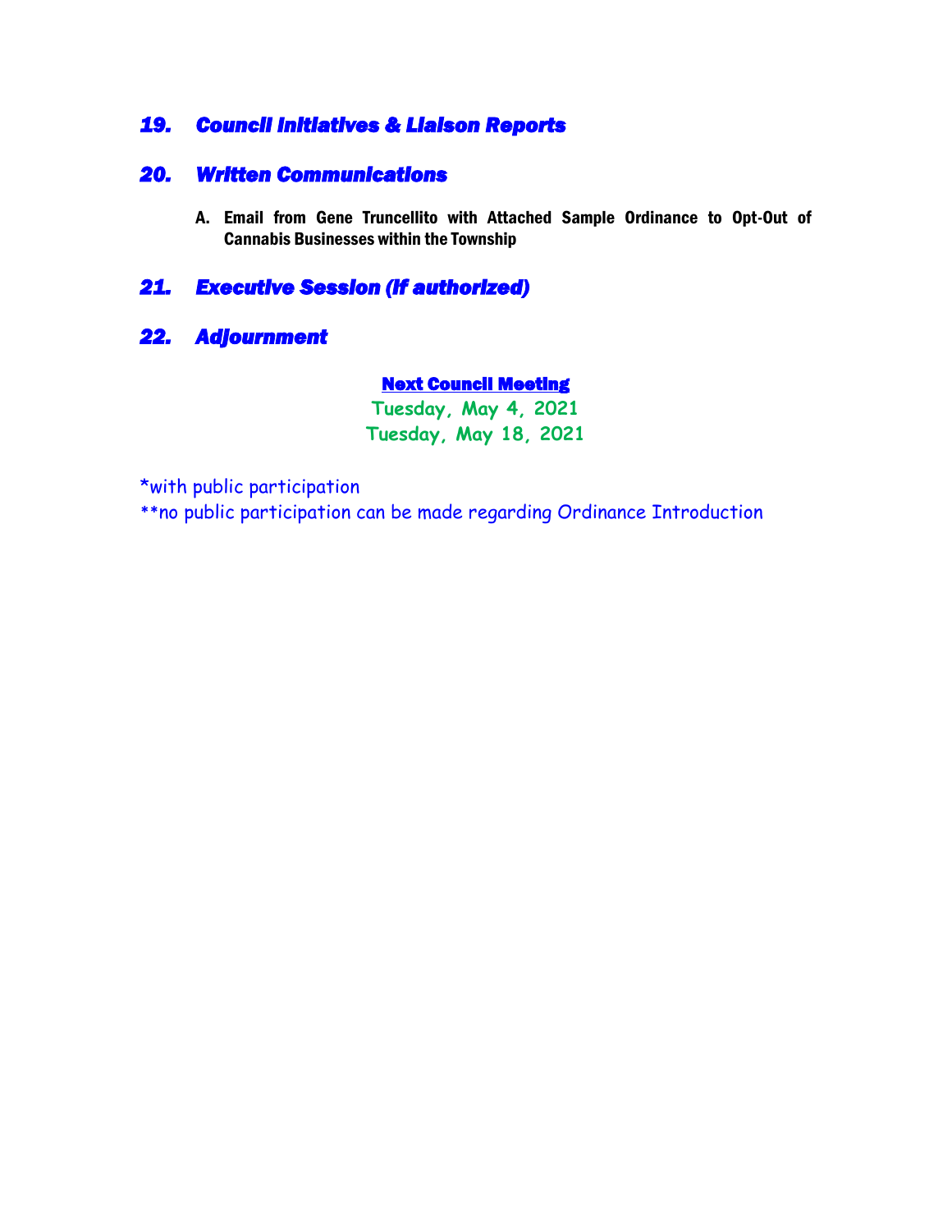## *19. Council Initiatives & Liaison Reports*

## *20. Written Communications*

**A. Email from Gene Truncellito with Attached Sample Ordinance to Opt-Out of Cannabis Businesses within the Township**

## *21. Executive Session (if authorized)*

## *22. Adjournment*

**Next Council Meeting**

**Tuesday, May 4, 2021**

**Tuesday, May 18, 2021**

*with public participation

**no public participation can be made regarding Ordinance Introduction